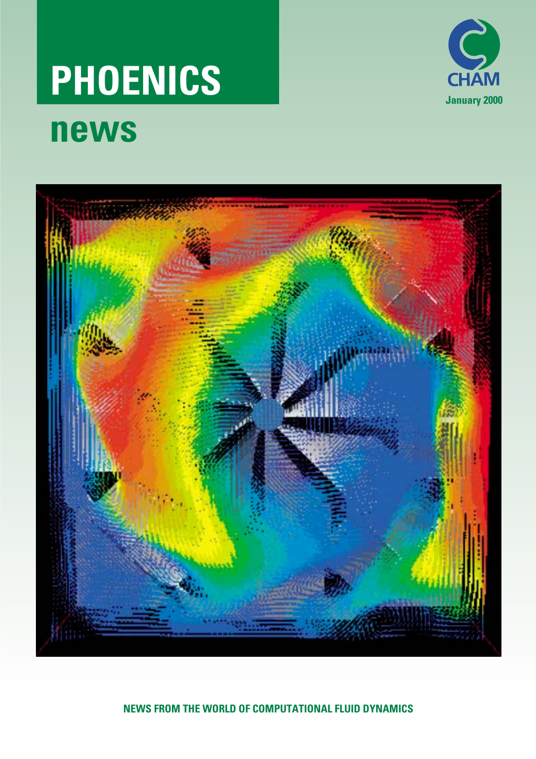# PHOENICS

# news

CHAM

January 2000

**NEWS FROM THE WORLD OF COMPUTATIONAL FLUID DYNAMICS**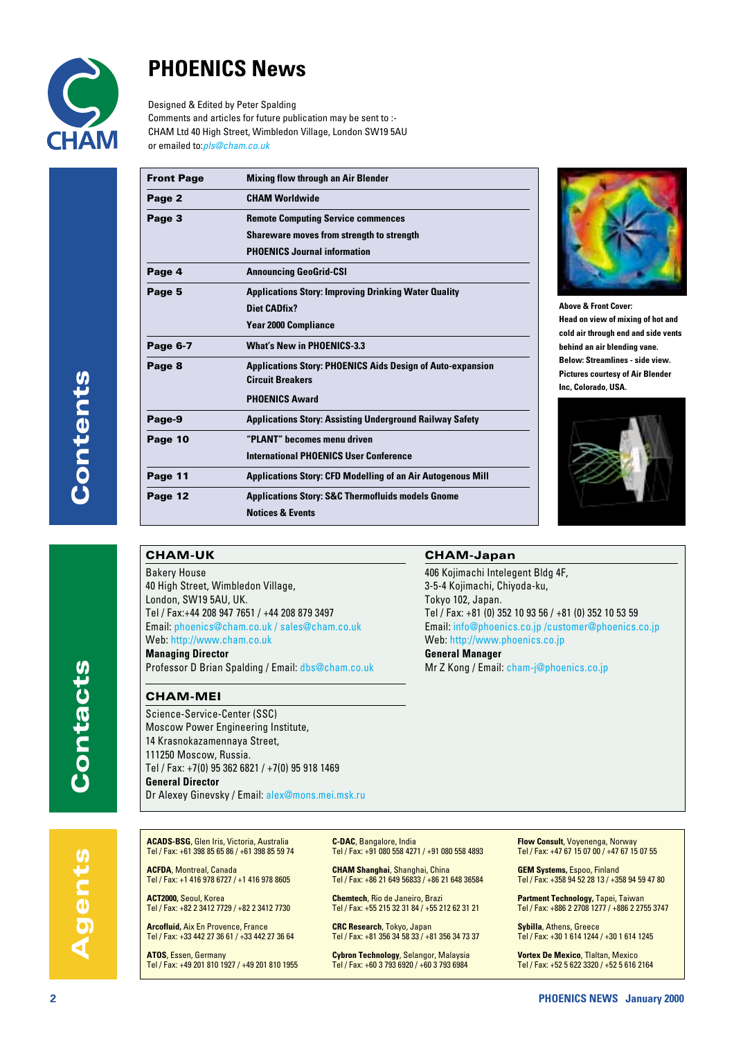# PHOENICS News

Designed & Edited by Peter Spalding
Comments and articles for future publication may be sent to :-
CHAM Ltd 40 High Street, Wimbledon Village, London SW19 5AU
or emailed to: *pls@cham.co.uk*

## Contents

| | |
|---|---|
| **Front Page** | **Mixing flow through an Air Blender** |
| **Page 2** | **CHAM Worldwide** |
| **Page 3** | **Remote Computing Service commences**<br>**Shareware moves from strength to strength**<br>**PHOENICS Journal information** |
| **Page 4** | **Announcing GeoGrid-CSI** |
| **Page 5** | **Applications Story: Improving Drinking Water Quality**<br>**Diet CADfix?**<br>**Year 2000 Compliance** |
| **Page 6-7** | **What's New in PHOENICS-3.3** |
| **Page 8** | **Applications Story: PHOENICS Aids Design of Auto-expansion Circuit Breakers**<br>**PHOENICS Award** |
| **Page-9** | **Applications Story: Assisting Underground Railway Safety** |
| **Page 10** | **"PLANT" becomes menu driven**<br>**International PHOENICS User Conference** |
| **Page 11** | **Applications Story: CFD Modelling of an Air Autogenous Mill** |
| **Page 12** | **Applications Story: S&C Thermofluids models Gnome**<br>**Notices & Events** |

**Above & Front Cover: Head on view of mixing of hot and cold air through end and side vents behind an air blending vane. Below: Streamlines - side view. Pictures courtesy of Air Blender Inc, Colorado, USA.**

## Contacts

### CHAM-UK

Bakery House
40 High Street, Wimbledon Village,
London, SW19 5AU, UK.
Tel / Fax:+44 208 947 7651 / +44 208 879 3497
Email: phoenics@cham.co.uk / sales@cham.co.uk
Web: http://www.cham.co.uk
**Managing Director**
Professor D Brian Spalding / Email: dbs@cham.co.uk

### CHAM-MEI

Science-Service-Center (SSC)
Moscow Power Engineering Institute,
14 Krasnokazamennaya Street,
111250 Moscow, Russia.
Tel / Fax: +7(0) 95 362 6821 / +7(0) 95 918 1469
**General Director**
Dr Alexey Ginevsky / Email: alex@mons.mei.msk.ru

### CHAM-Japan

406 Kojimachi Intelegent Bldg 4F,
3-5-4 Kojimachi, Chiyoda-ku,
Tokyo 102, Japan.
Tel / Fax: +81 (0) 352 10 93 56 / +81 (0) 352 10 53 59
Email: info@phoenics.co.jp /customer@phoenics.co.jp
Web: http://www.phoenics.co.jp
**General Manager**
Mr Z Kong / Email: cham-j@phoenics.co.jp

## Agents

**ACADS-BSG**, Glen Iris, Victoria, Australia
Tel / Fax: +61 398 85 65 86 / +61 398 85 59 74

**ACFDA**, Montreal, Canada
Tel / Fax: +1 416 978 6727 / +1 416 978 8605

**ACT2000**, Seoul, Korea
Tel / Fax: +82 2 3412 7729 / +82 2 3412 7730

**Arcofluid**, Aix En Provence, France
Tel / Fax: +33 442 27 36 61 / +33 442 27 36 64

**ATOS**, Essen, Germany
Tel / Fax: +49 201 810 1927 / +49 201 810 1955

**C-DAC**, Bangalore, India
Tel / Fax: +91 080 558 4271 / +91 080 558 4893

**CHAM Shanghai**, Shanghai, China
Tel / Fax: +86 21 649 56833 / +86 21 648 36584

**Chemtech**, Rio de Janeiro, Brazi
Tel / Fax: +55 215 32 31 84 / +55 212 62 31 21

**CRC Research**, Tokyo, Japan
Tel / Fax: +81 356 34 58 33 / +81 356 34 73 37

**Cybron Technology**, Selangor, Malaysia
Tel / Fax: +60 3 793 6920 / +60 3 793 6984

**Flow Consult**, Voyenenga, Norway
Tel / Fax: +47 67 15 07 00 / +47 67 15 07 55

**GEM Systems**, Espoo, Finland
Tel / Fax: +358 94 52 28 13 / +358 94 59 47 80

**Partment Technology**, Tapei, Taiwan
Tel / Fax: +886 2 2708 1277 / +886 2 2755 3747

**Sybilla**, Athens, Greece
Tel / Fax: +30 1 614 1244 / +30 1 614 1245

**Vortex De Mexico**, Tlaltan, Mexico
Tel / Fax: +52 5 622 3320 / +52 5 616 2164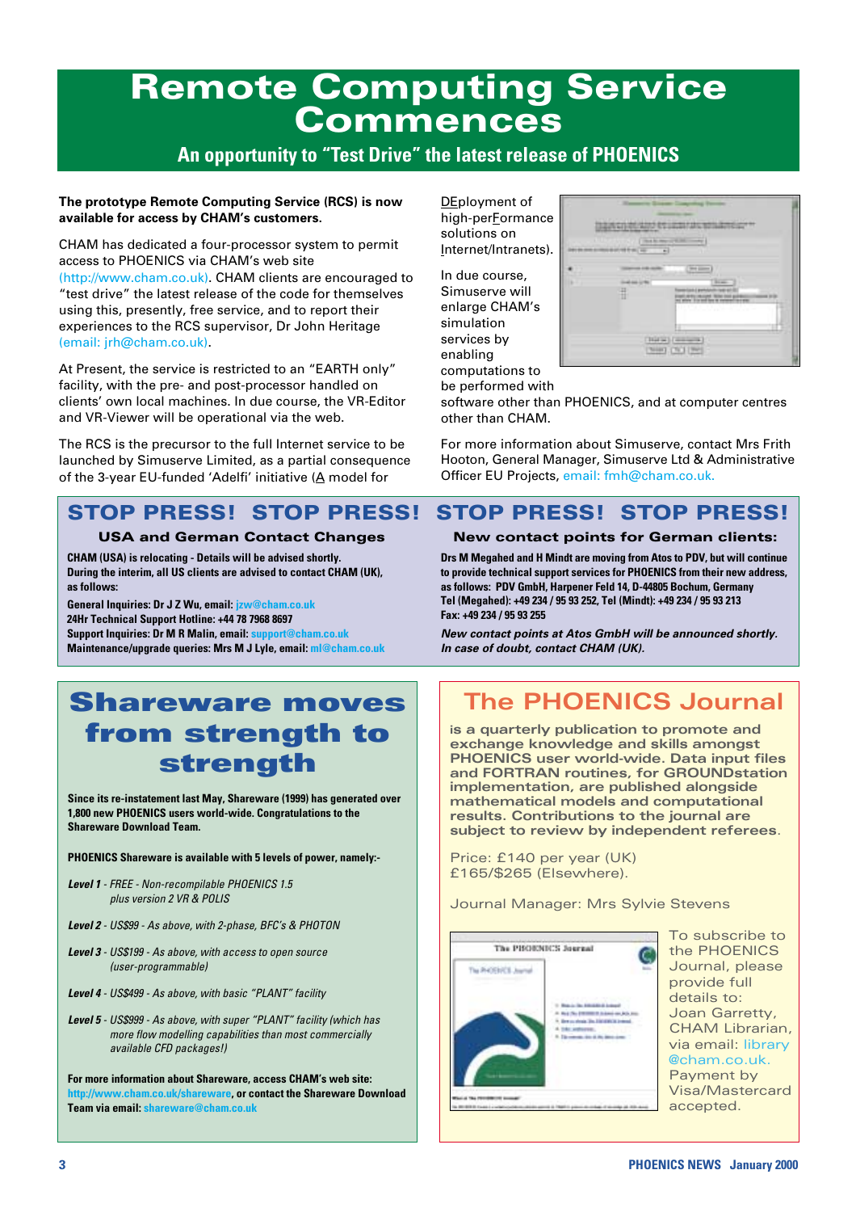# Remote Computing Service Commences

## An opportunity to "Test Drive" the latest release of PHOENICS

**The prototype Remote Computing Service (RCS) is now available for access by CHAM's customers.**

CHAM has dedicated a four-processor system to permit access to PHOENICS via CHAM's web site (http://www.cham.co.uk). CHAM clients are encouraged to "test drive" the latest release of the code for themselves using this, presently, free service, and to report their experiences to the RCS supervisor, Dr John Heritage (email: jrh@cham.co.uk).

At Present, the service is restricted to an "EARTH only" facility, with the pre- and post-processor handled on clients' own local machines. In due course, the VR-Editor and VR-Viewer will be operational via the web.

The RCS is the precursor to the full Internet service to be launched by Simuserve Limited, as a partial consequence of the 3-year EU-funded 'Adelfi' initiative (A model for DEployment of high-perFormance solutions on Internet/Intranets).

In due course, Simuserve will enlarge CHAM's simulation services by enabling computations to be performed with software other than PHOENICS, and at computer centres other than CHAM.

For more information about Simuserve, contact Mrs Frith Hooton, General Manager, Simuserve Ltd & Administrative Officer EU Projects, email: fmh@cham.co.uk.

## STOP PRESS! STOP PRESS! STOP PRESS! STOP PRESS!

### USA and German Contact Changes

**CHAM (USA) is relocating - Details will be advised shortly. During the interim, all US clients are advised to contact CHAM (UK), as follows:**

**General Inquiries: Dr J Z Wu, email: jzw@cham.co.uk**
**24Hr Technical Support Hotline: +44 78 7968 8697**
**Support Inquiries: Dr M R Malin, email: support@cham.co.uk**
**Maintenance/upgrade queries: Mrs M J Lyle, email: ml@cham.co.uk**

### New contact points for German clients:

**Drs M Megahed and H Mindt are moving from Atos to PDV, but will continue to provide technical support services for PHOENICS from their new address, as follows: PDV GmbH, Harpener Feld 14, D-44805 Bochum, Germany**
**Tel (Megahed): +49 234 / 95 93 252, Tel (Mindt): +49 234 / 95 93 213**
**Fax: +49 234 / 95 93 255**

***New contact points at Atos GmbH will be announced shortly. In case of doubt, contact CHAM (UK).***

# Shareware moves from strength to strength

**Since its re-instatement last May, Shareware (1999) has generated over 1,800 new PHOENICS users world-wide. Congratulations to the Shareware Download Team.**

**PHOENICS Shareware is available with 5 levels of power, namely:-**

*__Level 1__ - FREE - Non-recompilable PHOENICS 1.5 plus version 2 VR & POLIS*

*__Level 2__ - US$99 - As above, with 2-phase, BFC's & PHOTON*

*__Level 3__ - US$199 - As above, with access to open source (user-programmable)*

*__Level 4__ - US$499 - As above, with basic "PLANT" facility*

*__Level 5__ - US$999 - As above, with super "PLANT" facility (which has more flow modelling capabilities than most commercially available CFD packages!)*

**For more information about Shareware, access CHAM's web site: http://www.cham.co.uk/shareware, or contact the Shareware Download Team via email: shareware@cham.co.uk**

# The PHOENICS Journal

**is a quarterly publication to promote and exchange knowledge and skills amongst PHOENICS user world-wide. Data input files and FORTRAN routines, for GROUNDstation implementation, are published alongside mathematical models and computational results. Contributions to the journal are subject to review by independent referees.**

Price: £140 per year (UK)
£165/$265 (Elsewhere).

Journal Manager: Mrs Sylvie Stevens

To subscribe to the PHOENICS Journal, please provide full details to: Joan Garretty, CHAM Librarian, via email: library@cham.co.uk. Payment by Visa/Mastercard accepted.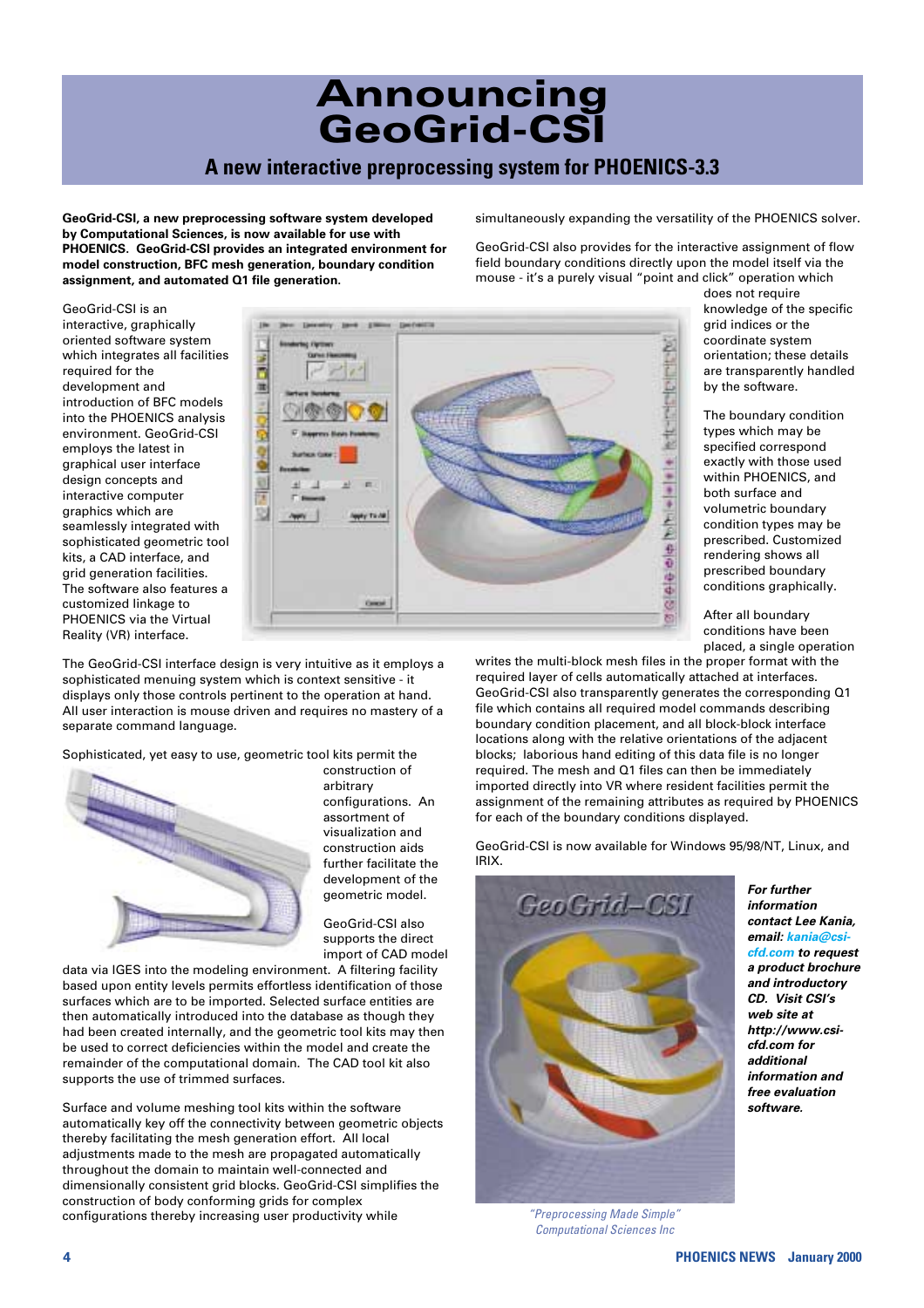# Announcing GeoGrid-CSI

## A new interactive preprocessing system for PHOENICS-3.3

**GeoGrid-CSI, a new preprocessing software system developed by Computational Sciences, is now available for use with PHOENICS. GeoGrid-CSI provides an integrated environment for model construction, BFC mesh generation, boundary condition assignment, and automated Q1 file generation.**

GeoGrid-CSI is an interactive, graphically oriented software system which integrates all facilities required for the development and introduction of BFC models into the PHOENICS analysis environment. GeoGrid-CSI employs the latest in graphical user interface design concepts and interactive computer graphics which are seamlessly integrated with sophisticated geometric tool kits, a CAD interface, and grid generation facilities. The software also features a customized linkage to PHOENICS via the Virtual Reality (VR) interface.

The GeoGrid-CSI interface design is very intuitive as it employs a sophisticated menuing system which is context sensitive - it displays only those controls pertinent to the operation at hand. All user interaction is mouse driven and requires no mastery of a separate command language.

Sophisticated, yet easy to use, geometric tool kits permit the construction of arbitrary configurations. An assortment of visualization and construction aids further facilitate the development of the geometric model.

GeoGrid-CSI also supports the direct import of CAD model data via IGES into the modeling environment. A filtering facility based upon entity levels permits effortless identification of those surfaces which are to be imported. Selected surface entities are then automatically introduced into the database as though they had been created internally, and the geometric tool kits may then be used to correct deficiencies within the model and create the remainder of the computational domain. The CAD tool kit also supports the use of trimmed surfaces.

Surface and volume meshing tool kits within the software automatically key off the connectivity between geometric objects thereby facilitating the mesh generation effort. All local adjustments made to the mesh are propagated automatically throughout the domain to maintain well-connected and dimensionally consistent grid blocks. GeoGrid-CSI simplifies the construction of body conforming grids for complex configurations thereby increasing user productivity while simultaneously expanding the versatility of the PHOENICS solver.

GeoGrid-CSI also provides for the interactive assignment of flow field boundary conditions directly upon the model itself via the mouse - it's a purely visual "point and click" operation which does not require knowledge of the specific grid indices or the coordinate system orientation; these details are transparently handled by the software.

The boundary condition types which may be specified correspond exactly with those used within PHOENICS, and both surface and volumetric boundary condition types may be prescribed. Customized rendering shows all prescribed boundary conditions graphically.

After all boundary conditions have been placed, a single operation writes the multi-block mesh files in the proper format with the required layer of cells automatically attached at interfaces. GeoGrid-CSI also transparently generates the corresponding Q1 file which contains all required model commands describing boundary condition placement, and all block-block interface locations along with the relative orientations of the adjacent blocks; laborious hand editing of this data file is no longer required. The mesh and Q1 files can then be immediately imported directly into VR where resident facilities permit the assignment of the remaining attributes as required by PHOENICS for each of the boundary conditions displayed.

GeoGrid-CSI is now available for Windows 95/98/NT, Linux, and IRIX.

*"Preprocessing Made Simple"*
*Computational Sciences Inc*

***For further information contact Lee Kania, email: kania@csi-cfd.com to request a product brochure and introductory CD. Visit CSI's web site at http://www.csi-cfd.com for additional information and free evaluation software.***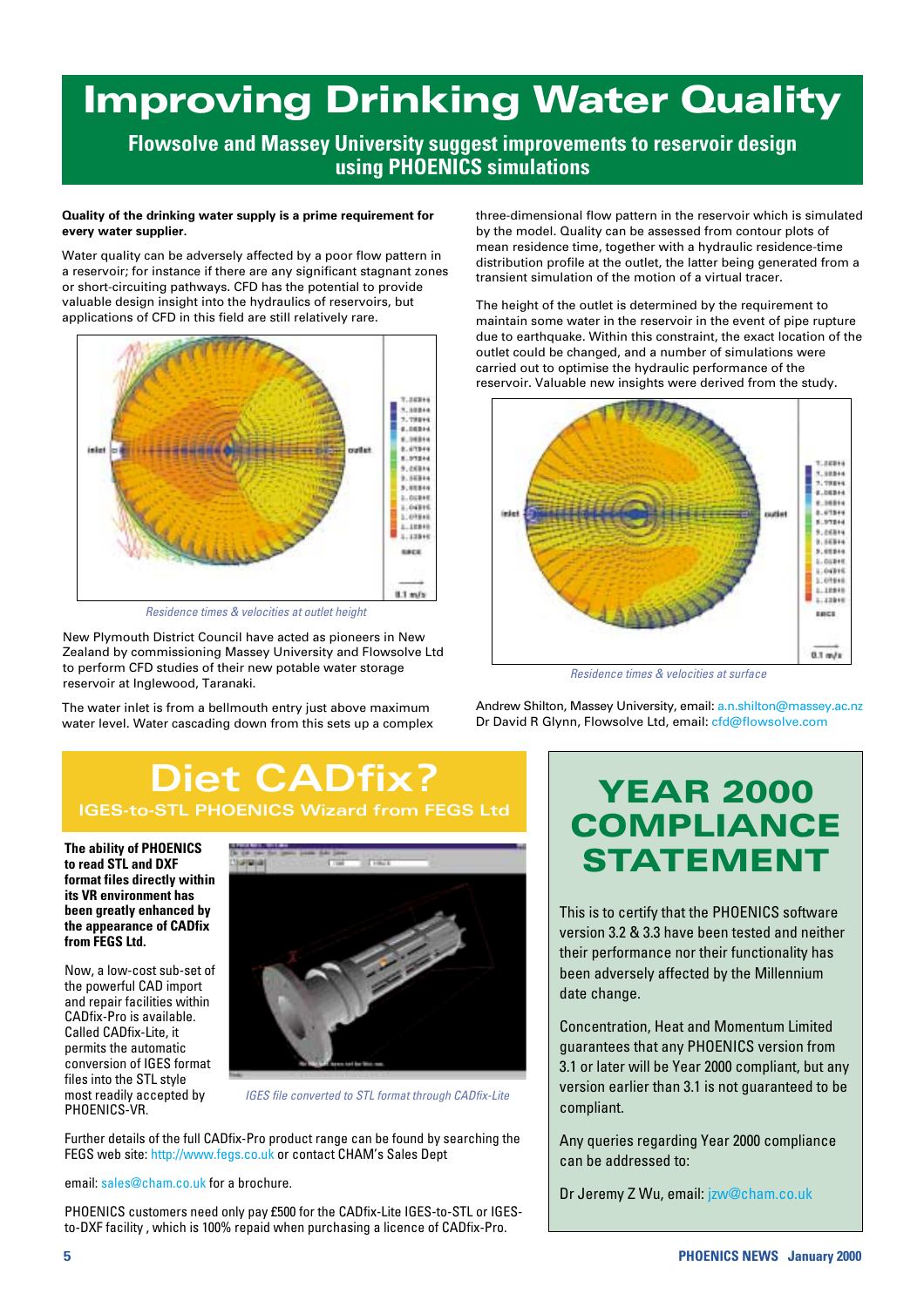# Improving Drinking Water Quality

**Flowsolve and Massey University suggest improvements to reservoir design using PHOENICS simulations**

**Quality of the drinking water supply is a prime requirement for every water supplier.**

Water quality can be adversely affected by a poor flow pattern in a reservoir; for instance if there are any significant stagnant zones or short-circuiting pathways. CFD has the potential to provide valuable design insight into the hydraulics of reservoirs, but applications of CFD in this field are still relatively rare.

*Residence times & velocities at outlet height*

New Plymouth District Council have acted as pioneers in New Zealand by commissioning Massey University and Flowsolve Ltd to perform CFD studies of their new potable water storage reservoir at Inglewood, Taranaki.

The water inlet is from a bellmouth entry just above maximum water level. Water cascading down from this sets up a complex three-dimensional flow pattern in the reservoir which is simulated by the model. Quality can be assessed from contour plots of mean residence time, together with a hydraulic residence-time distribution profile at the outlet, the latter being generated from a transient simulation of the motion of a virtual tracer.

The height of the outlet is determined by the requirement to maintain some water in the reservoir in the event of pipe rupture due to earthquake. Within this constraint, the exact location of the outlet could be changed, and a number of simulations were carried out to optimise the hydraulic performance of the reservoir. Valuable new insights were derived from the study.

*Residence times & velocities at surface*

Andrew Shilton, Massey University, email: a.n.shilton@massey.ac.nz
Dr David R Glynn, Flowsolve Ltd, email: cfd@flowsolve.com

# Diet CADfix?

**IGES-to-STL PHOENICS Wizard from FEGS Ltd**

**The ability of PHOENICS to read STL and DXF format files directly within its VR environment has been greatly enhanced by the appearance of CADfix from FEGS Ltd.**

Now, a low-cost sub-set of the powerful CAD import and repair facilities within CADfix-Pro is available. Called CADfix-Lite, it permits the automatic conversion of IGES format files into the STL style most readily accepted by PHOENICS-VR.

*IGES file converted to STL format through CADfix-Lite*

Further details of the full CADfix-Pro product range can be found by searching the FEGS web site: http://www.fegs.co.uk or contact CHAM's Sales Dept

email: sales@cham.co.uk for a brochure.

PHOENICS customers need only pay £500 for the CADfix-Lite IGES-to-STL or IGES-to-DXF facility , which is 100% repaid when purchasing a licence of CADfix-Pro.

# YEAR 2000 COMPLIANCE STATEMENT

This is to certify that the PHOENICS software version 3.2 & 3.3 have been tested and neither their performance nor their functionality has been adversely affected by the Millennium date change.

Concentration, Heat and Momentum Limited guarantees that any PHOENICS version from 3.1 or later will be Year 2000 compliant, but any version earlier than 3.1 is not guaranteed to be compliant.

Any queries regarding Year 2000 compliance can be addressed to:

Dr Jeremy Z Wu, email: jzw@cham.co.uk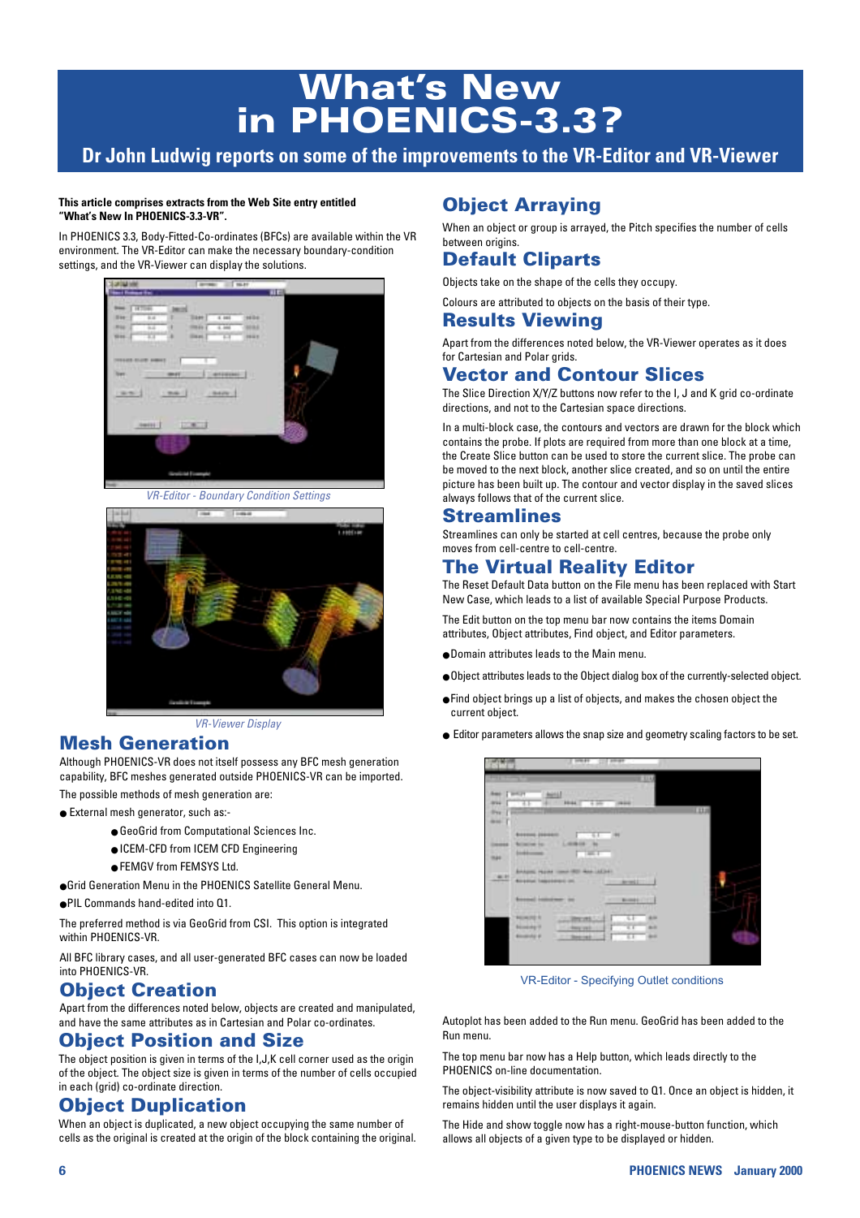# What's New in PHOENICS-3.3?

## Dr John Ludwig reports on some of the improvements to the VR-Editor and VR-Viewer

**This article comprises extracts from the Web Site entry entitled "What's New In PHOENICS-3.3-VR".**

In PHOENICS 3.3, Body-Fitted-Co-ordinates (BFCs) are available within the VR environment. The VR-Editor can make the necessary boundary-condition settings, and the VR-Viewer can display the solutions.

*VR-Editor - Boundary Condition Settings*

*VR-Viewer Display*

## Mesh Generation

Although PHOENICS-VR does not itself possess any BFC mesh generation capability, BFC meshes generated outside PHOENICS-VR can be imported.

The possible methods of mesh generation are:

- External mesh generator, such as:-
  - GeoGrid from Computational Sciences Inc.
  - ICEM-CFD from ICEM CFD Engineering
  - FEMGV from FEMSYS Ltd.
- Grid Generation Menu in the PHOENICS Satellite General Menu.
- PIL Commands hand-edited into Q1.

The preferred method is via GeoGrid from CSI. This option is integrated within PHOENICS-VR.

All BFC library cases, and all user-generated BFC cases can now be loaded into PHOENICS-VR.

## Object Creation

Apart from the differences noted below, objects are created and manipulated, and have the same attributes as in Cartesian and Polar co-ordinates.

## Object Position and Size

The object position is given in terms of the I,J,K cell corner used as the origin of the object. The object size is given in terms of the number of cells occupied in each (grid) co-ordinate direction.

## Object Duplication

When an object is duplicated, a new object occupying the same number of cells as the original is created at the origin of the block containing the original.

## Object Arraying

When an object or group is arrayed, the Pitch specifies the number of cells between origins.

## Default Cliparts

Objects take on the shape of the cells they occupy.

Colours are attributed to objects on the basis of their type.

## Results Viewing

Apart from the differences noted below, the VR-Viewer operates as it does for Cartesian and Polar grids.

## Vector and Contour Slices

The Slice Direction X/Y/Z buttons now refer to the I, J and K grid co-ordinate directions, and not to the Cartesian space directions.

In a multi-block case, the contours and vectors are drawn for the block which contains the probe. If plots are required from more than one block at a time, the Create Slice button can be used to store the current slice. The probe can be moved to the next block, another slice created, and so on until the entire picture has been built up. The contour and vector display in the saved slices always follows that of the current slice.

## Streamlines

Streamlines can only be started at cell centres, because the probe only moves from cell-centre to cell-centre.

## The Virtual Reality Editor

The Reset Default Data button on the File menu has been replaced with Start New Case, which leads to a list of available Special Purpose Products.

The Edit button on the top menu bar now contains the items Domain attributes, Object attributes, Find object, and Editor parameters.

- Domain attributes leads to the Main menu.
- Object attributes leads to the Object dialog box of the currently-selected object.
- Find object brings up a list of objects, and makes the chosen object the current object.
- Editor parameters allows the snap size and geometry scaling factors to be set.

VR-Editor - Specifying Outlet conditions

Autoplot has been added to the Run menu. GeoGrid has been added to the Run menu.

The top menu bar now has a Help button, which leads directly to the PHOENICS on-line documentation.

The object-visibility attribute is now saved to Q1. Once an object is hidden, it remains hidden until the user displays it again.

The Hide and show toggle now has a right-mouse-button function, which allows all objects of a given type to be displayed or hidden.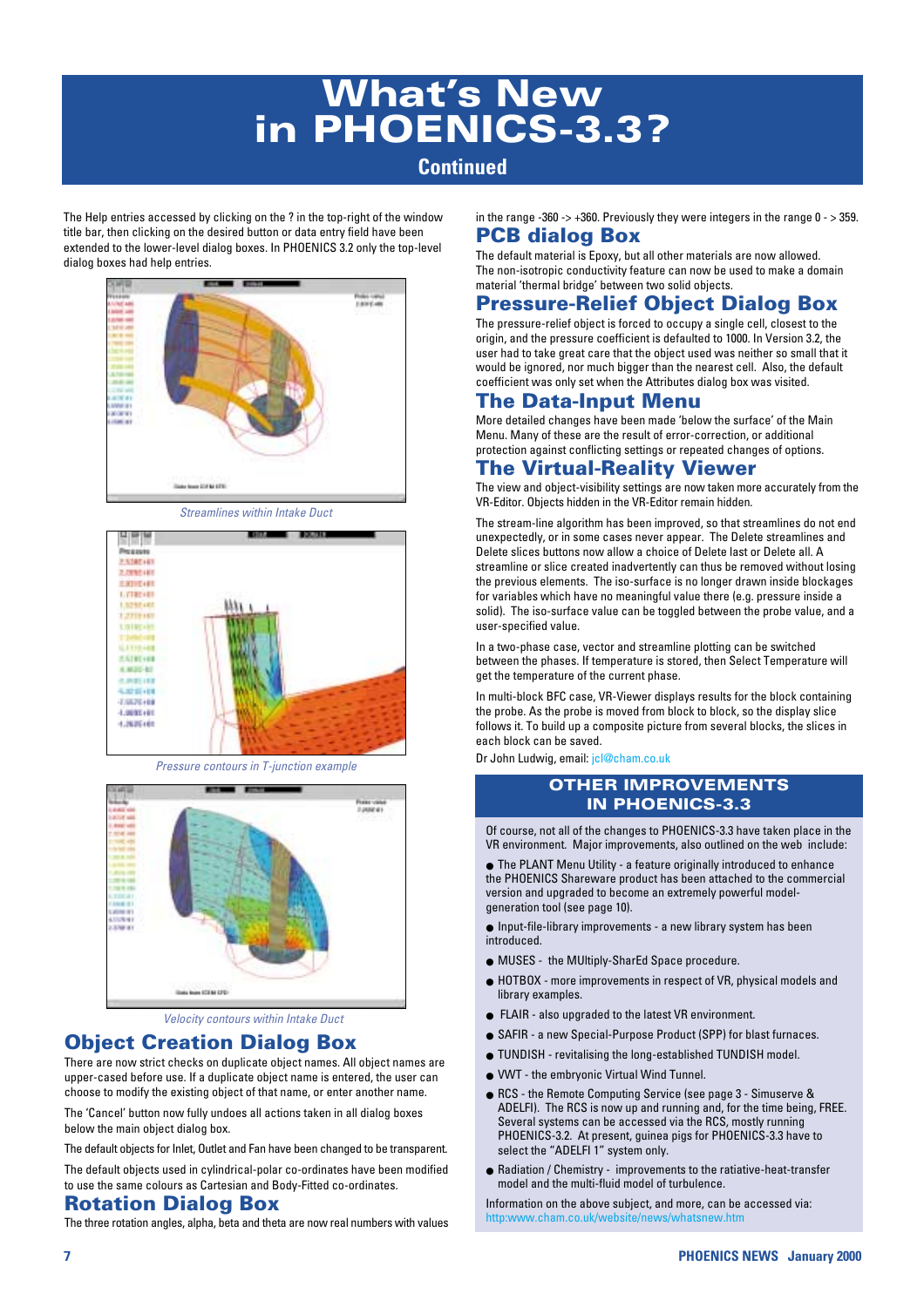# What's New in PHOENICS-3.3?

**Continued**

The Help entries accessed by clicking on the ? in the top-right of the window title bar, then clicking on the desired button or data entry field have been extended to the lower-level dialog boxes. In PHOENICS 3.2 only the top-level dialog boxes had help entries.

*Streamlines within Intake Duct*

*Pressure contours in T-junction example*

*Velocity contours within Intake Duct*

## Object Creation Dialog Box

There are now strict checks on duplicate object names. All object names are upper-cased before use. If a duplicate object name is entered, the user can choose to modify the existing object of that name, or enter another name.

The 'Cancel' button now fully undoes all actions taken in all dialog boxes below the main object dialog box.

The default objects for Inlet, Outlet and Fan have been changed to be transparent.

The default objects used in cylindrical-polar co-ordinates have been modified to use the same colours as Cartesian and Body-Fitted co-ordinates.

## Rotation Dialog Box

The three rotation angles, alpha, beta and theta are now real numbers with values in the range -360 -> +360. Previously they were integers in the range 0 - > 359.

## PCB dialog Box

The default material is Epoxy, but all other materials are now allowed. The non-isotropic conductivity feature can now be used to make a domain material 'thermal bridge' between two solid objects.

## Pressure-Relief Object Dialog Box

The pressure-relief object is forced to occupy a single cell, closest to the origin, and the pressure coefficient is defaulted to 1000. In Version 3.2, the user had to take great care that the object used was neither so small that it would be ignored, nor much bigger than the nearest cell. Also, the default coefficient was only set when the Attributes dialog box was visited.

## The Data-Input Menu

More detailed changes have been made 'below the surface' of the Main Menu. Many of these are the result of error-correction, or additional protection against conflicting settings or repeated changes of options.

## The Virtual-Reality Viewer

The view and object-visibility settings are now taken more accurately from the VR-Editor. Objects hidden in the VR-Editor remain hidden.

The stream-line algorithm has been improved, so that streamlines do not end unexpectedly, or in some cases never appear. The Delete streamlines and Delete slices buttons now allow a choice of Delete last or Delete all. A streamline or slice created inadvertently can thus be removed without losing the previous elements. The iso-surface is no longer drawn inside blockages for variables which have no meaningful value there (e.g. pressure inside a solid). The iso-surface value can be toggled between the probe value, and a user-specified value.

In a two-phase case, vector and streamline plotting can be switched between the phases. If temperature is stored, then Select Temperature will get the temperature of the current phase.

In multi-block BFC case, VR-Viewer displays results for the block containing the probe. As the probe is moved from block to block, so the display slice follows it. To build up a composite picture from several blocks, the slices in each block can be saved.

Dr John Ludwig, email: jcl@cham.co.uk

## OTHER IMPROVEMENTS IN PHOENICS-3.3

Of course, not all of the changes to PHOENICS-3.3 have taken place in the VR environment. Major improvements, also outlined on the web include:

- The PLANT Menu Utility - a feature originally introduced to enhance the PHOENICS Shareware product has been attached to the commercial version and upgraded to become an extremely powerful model-generation tool (see page 10).
- Input-file-library improvements - a new library system has been introduced.
- MUSES - the MUltiply-SharEd Space procedure.
- HOTBOX - more improvements in respect of VR, physical models and library examples.
- FLAIR - also upgraded to the latest VR environment.
- SAFIR - a new Special-Purpose Product (SPP) for blast furnaces.
- TUNDISH - revitalising the long-established TUNDISH model.
- VWT - the embryonic Virtual Wind Tunnel.
- RCS - the Remote Computing Service (see page 3 - Simuserve & ADELFI). The RCS is now up and running and, for the time being, FREE. Several systems can be accessed via the RCS, mostly running PHOENICS-3.2. At present, guinea pigs for PHOENICS-3.3 have to select the "ADELFI 1" system only.
- Radiation / Chemistry - improvements to the ratiative-heat-transfer model and the multi-fluid model of turbulence.

Information on the above subject, and more, can be accessed via: http:www.cham.co.uk/website/news/whatsnew.htm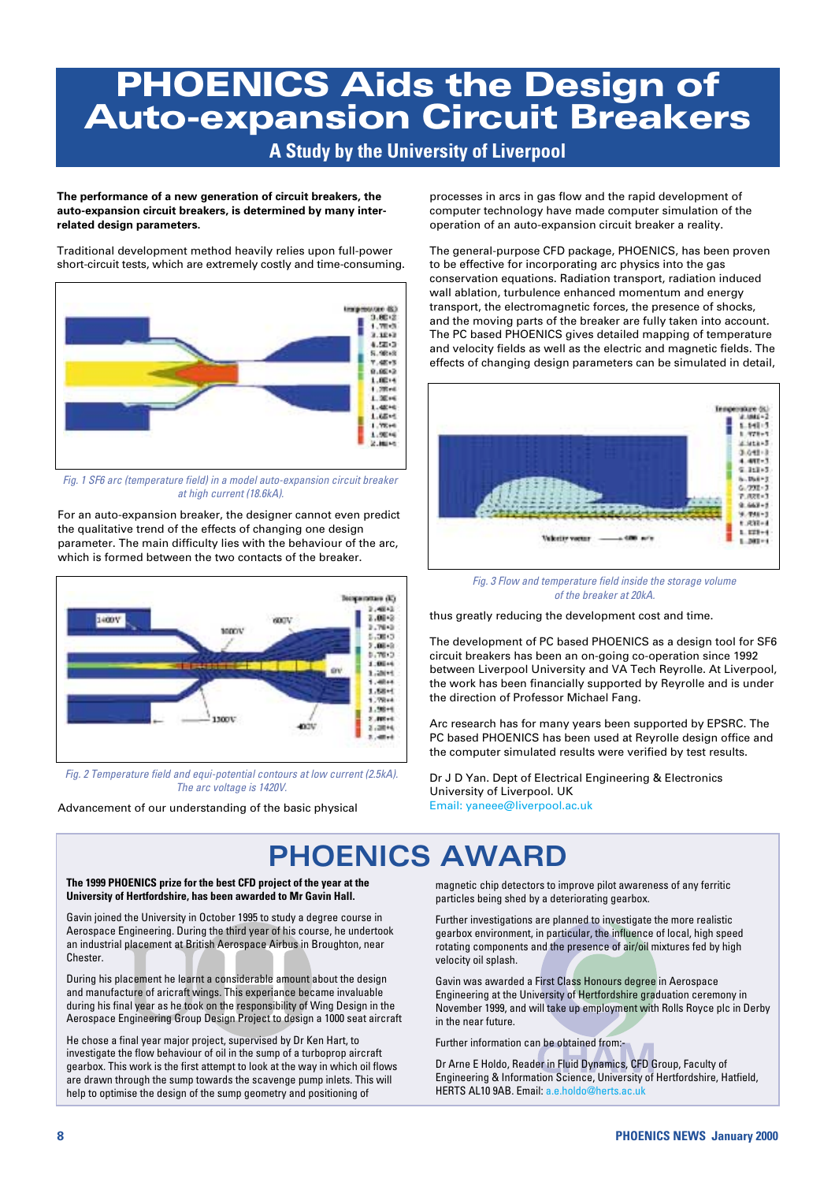# PHOENICS Aids the Design of Auto-expansion Circuit Breakers

## A Study by the University of Liverpool

**The performance of a new generation of circuit breakers, the auto-expansion circuit breakers, is determined by many inter-related design parameters.**

Traditional development method heavily relies upon full-power short-circuit tests, which are extremely costly and time-consuming.

*Fig. 1 SF6 arc (temperature field) in a model auto-expansion circuit breaker at high current (18.6kA).*

For an auto-expansion breaker, the designer cannot even predict the qualitative trend of the effects of changing one design parameter. The main difficulty lies with the behaviour of the arc, which is formed between the two contacts of the breaker.

*Fig. 2 Temperature field and equi-potential contours at low current (2.5kA). The arc voltage is 1420V.*

Advancement of our understanding of the basic physical processes in arcs in gas flow and the rapid development of computer technology have made computer simulation of the operation of an auto-expansion circuit breaker a reality.

The general-purpose CFD package, PHOENICS, has been proven to be effective for incorporating arc physics into the gas conservation equations. Radiation transport, radiation induced wall ablation, turbulence enhanced momentum and energy transport, the electromagnetic forces, the presence of shocks, and the moving parts of the breaker are fully taken into account. The PC based PHOENICS gives detailed mapping of temperature and velocity fields as well as the electric and magnetic fields. The effects of changing design parameters can be simulated in detail, thus greatly reducing the development cost and time.

*Fig. 3 Flow and temperature field inside the storage volume of the breaker at 20kA.*

The development of PC based PHOENICS as a design tool for SF6 circuit breakers has been an on-going co-operation since 1992 between Liverpool University and VA Tech Reyrolle. At Liverpool, the work has been financially supported by Reyrolle and is under the direction of Professor Michael Fang.

Arc research has for many years been supported by EPSRC. The PC based PHOENICS has been used at Reyrolle design office and the computer simulated results were verified by test results.

Dr J D Yan. Dept of Electrical Engineering & Electronics
University of Liverpool. UK
Email: yaneee@liverpool.ac.uk

# PHOENICS AWARD

**The 1999 PHOENICS prize for the best CFD project of the year at the University of Hertfordshire, has been awarded to Mr Gavin Hall.**

Gavin joined the University in October 1995 to study a degree course in Aerospace Engineering. During the third year of his course, he undertook an industrial placement at British Aerospace Airbus in Broughton, near Chester.

During his placement he learnt a considerable amount about the design and manufacture of aricraft wings. This experiance became invaluable during his final year as he took on the responsibility of Wing Design in the Aerospace Engineering Group Design Project to design a 1000 seat aircraft

He chose a final year major project, supervised by Dr Ken Hart, to investigate the flow behaviour of oil in the sump of a turboprop aircraft gearbox. This work is the first attempt to look at the way in which oil flows are drawn through the sump towards the scavenge pump inlets. This will help to optimise the design of the sump geometry and positioning of magnetic chip detectors to improve pilot awareness of any ferritic particles being shed by a deteriorating gearbox.

Further investigations are planned to investigate the more realistic gearbox environment, in particular, the influence of local, high speed rotating components and the presence of air/oil mixtures fed by high velocity oil splash.

Gavin was awarded a First Class Honours degree in Aerospace Engineering at the University of Hertfordshire graduation ceremony in November 1999, and will take up employment with Rolls Royce plc in Derby in the near future.

Further information can be obtained from:-

Dr Arne E Holdo, Reader in Fluid Dynamics, CFD Group, Faculty of Engineering & Information Science, University of Hertfordshire, Hatfield, HERTS AL10 9AB. Email: a.e.holdo@herts.ac.uk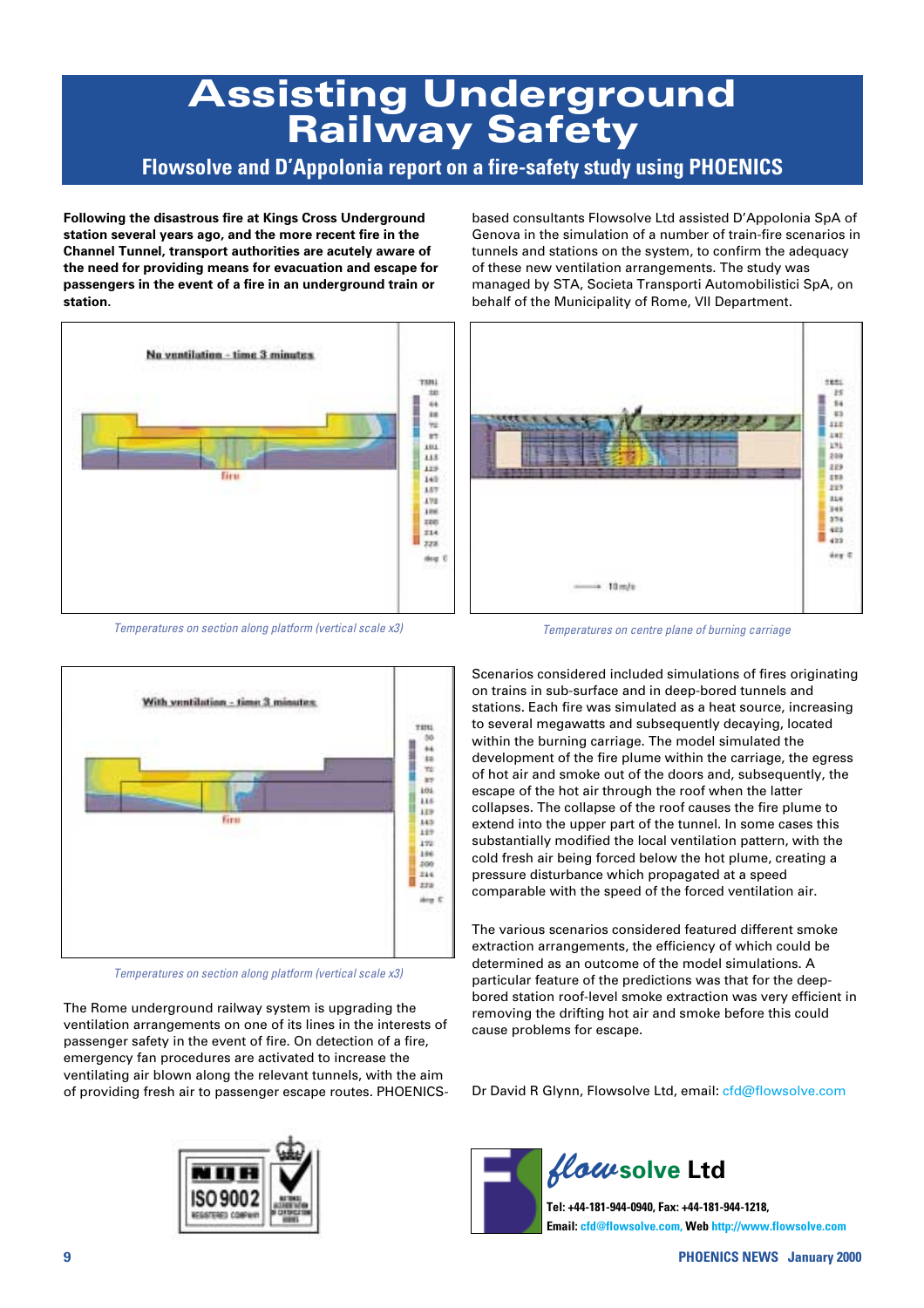# Assisting Underground Railway Safety

## Flowsolve and D'Appolonia report on a fire-safety study using PHOENICS

**Following the disastrous fire at Kings Cross Underground station several years ago, and the more recent fire in the Channel Tunnel, transport authorities are acutely aware of the need for providing means for evacuation and escape for passengers in the event of a fire in an underground train or station.**

No ventilation - time 3 minutes

fire

TSM1

deg C

*Temperatures on section along platform (vertical scale x3)*

With ventilation - time 3 minutes

fire

TSM1

deg C

*Temperatures on section along platform (vertical scale x3)*

The Rome underground railway system is upgrading the ventilation arrangements on one of its lines in the interests of passenger safety in the event of fire. On detection of a fire, emergency fan procedures are activated to increase the ventilating air blown along the relevant tunnels, with the aim of providing fresh air to passenger escape routes. PHOENICS-based consultants Flowsolve Ltd assisted D'Appolonia SpA of Genova in the simulation of a number of train-fire scenarios in tunnels and stations on the system, to confirm the adequacy of these new ventilation arrangements. The study was managed by STA, Societa Transporti Automobilistici SpA, on behalf of the Municipality of Rome, VII Department.

10 m/s

deg C

*Temperatures on centre plane of burning carriage*

Scenarios considered included simulations of fires originating on trains in sub-surface and in deep-bored tunnels and stations. Each fire was simulated as a heat source, increasing to several megawatts and subsequently decaying, located within the burning carriage. The model simulated the development of the fire plume within the carriage, the egress of hot air and smoke out of the doors and, subsequently, the escape of the hot air through the roof when the latter collapses. The collapse of the roof causes the fire plume to extend into the upper part of the tunnel. In some cases this substantially modified the local ventilation pattern, with the cold fresh air being forced below the hot plume, creating a pressure disturbance which propagated at a speed comparable with the speed of the forced ventilation air.

The various scenarios considered featured different smoke extraction arrangements, the efficiency of which could be determined as an outcome of the model simulations. A particular feature of the predictions was that for the deep-bored station roof-level smoke extraction was very efficient in removing the drifting hot air and smoke before this could cause problems for escape.

Dr David R Glynn, Flowsolve Ltd, email: cfd@flowsolve.com

NQA ISO 9002 REGISTERED COMPANY

**flowsolve Ltd**

**Tel: +44-181-944-0940, Fax: +44-181-944-1218,**
**Email: cfd@flowsolve.com, Web http://www.flowsolve.com**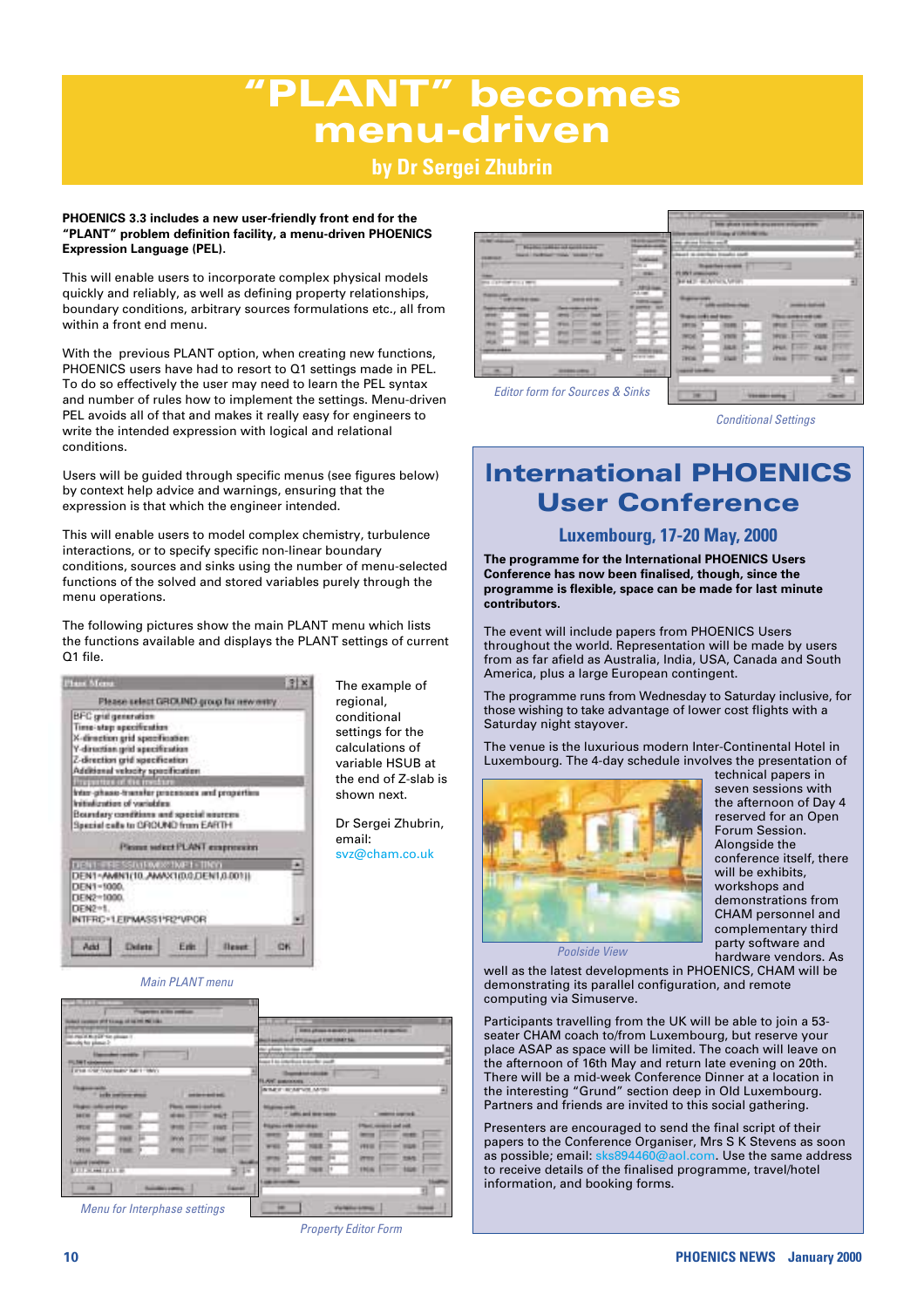# "PLANT" becomes menu-driven

## by Dr Sergei Zhubrin

**PHOENICS 3.3 includes a new user-friendly front end for the "PLANT" problem definition facility, a menu-driven PHOENICS Expression Language (PEL).**

This will enable users to incorporate complex physical models quickly and reliably, as well as defining property relationships, boundary conditions, arbitrary sources formulations etc., all from within a front end menu.

With the previous PLANT option, when creating new functions, PHOENICS users have had to resort to Q1 settings made in PEL. To do so effectively the user may need to learn the PEL syntax and number of rules how to implement the settings. Menu-driven PEL avoids all of that and makes it really easy for engineers to write the intended expression with logical and relational conditions.

Users will be guided through specific menus (see figures below) by context help advice and warnings, ensuring that the expression is that which the engineer intended.

This will enable users to model complex chemistry, turbulence interactions, or to specify specific non-linear boundary conditions, sources and sinks using the number of menu-selected functions of the solved and stored variables purely through the menu operations.

The following pictures show the main PLANT menu which lists the functions available and displays the PLANT settings of current Q1 file.

Main PLANT menu

The example of regional, conditional settings for the calculations of variable HSUB at the end of Z-slab is shown next.

Dr Sergei Zhubrin, email: svz@cham.co.uk

Menu for Interphase settings

Property Editor Form

Editor form for Sources & Sinks

Conditional Settings

## International PHOENICS User Conference

### Luxembourg, 17-20 May, 2000

**The programme for the International PHOENICS Users Conference has now been finalised, though, since the programme is flexible, space can be made for last minute contributors.**

The event will include papers from PHOENICS Users throughout the world. Representation will be made by users from as far afield as Australia, India, USA, Canada and South America, plus a large European contingent.

The programme runs from Wednesday to Saturday inclusive, for those wishing to take advantage of lower cost flights with a Saturday night stayover.

The venue is the luxurious modern Inter-Continental Hotel in Luxembourg. The 4-day schedule involves the presentation of technical papers in seven sessions with the afternoon of Day 4 reserved for an Open Forum Session. Alongside the conference itself, there will be exhibits, workshops and demonstrations from CHAM personnel and complementary third party software and hardware vendors. As well as the latest developments in PHOENICS, CHAM will be demonstrating its parallel configuration, and remote computing via Simuserve.

Poolside View

Participants travelling from the UK will be able to join a 53-seater CHAM coach to/from Luxembourg, but reserve your place ASAP as space will be limited. The coach will leave on the afternoon of 16th May and return late evening on 20th. There will be a mid-week Conference Dinner at a location in the interesting "Grund" section deep in Old Luxembourg. Partners and friends are invited to this social gathering.

Presenters are encouraged to send the final script of their papers to the Conference Organiser, Mrs S K Stevens as soon as possible; email: sks894460@aol.com. Use the same address to receive details of the finalised programme, travel/hotel information, and booking forms.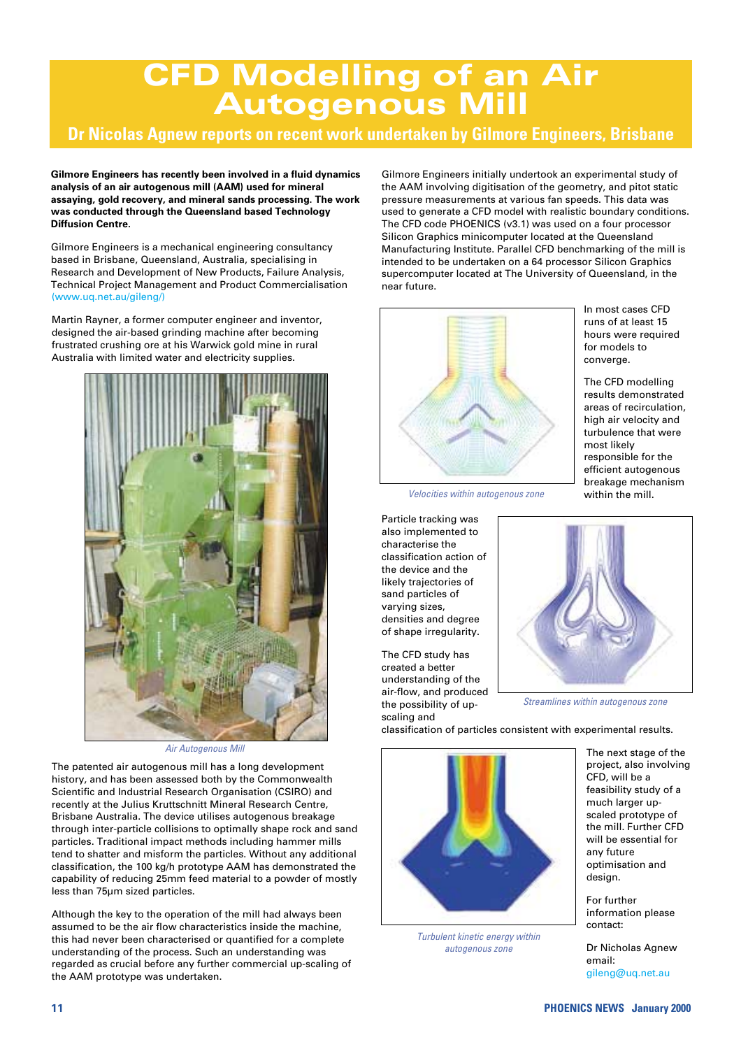# CFD Modelling of an Air Autogenous Mill

## Dr Nicolas Agnew reports on recent work undertaken by Gilmore Engineers, Brisbane

**Gilmore Engineers has recently been involved in a fluid dynamics analysis of an air autogenous mill (AAM) used for mineral assaying, gold recovery, and mineral sands processing. The work was conducted through the Queensland based Technology Diffusion Centre.**

Gilmore Engineers is a mechanical engineering consultancy based in Brisbane, Queensland, Australia, specialising in Research and Development of New Products, Failure Analysis, Technical Project Management and Product Commercialisation (www.uq.net.au/gileng/)

Martin Rayner, a former computer engineer and inventor, designed the air-based grinding machine after becoming frustrated crushing ore at his Warwick gold mine in rural Australia with limited water and electricity supplies.

*Air Autogenous Mill*

The patented air autogenous mill has a long development history, and has been assessed both by the Commonwealth Scientific and Industrial Research Organisation (CSIRO) and recently at the Julius Kruttschnitt Mineral Research Centre, Brisbane Australia. The device utilises autogenous breakage through inter-particle collisions to optimally shape rock and sand particles. Traditional impact methods including hammer mills tend to shatter and misform the particles. Without any additional classification, the 100 kg/h prototype AAM has demonstrated the capability of reducing 25mm feed material to a powder of mostly less than 75μm sized particles.

Although the key to the operation of the mill had always been assumed to be the air flow characteristics inside the machine, this had never been characterised or quantified for a complete understanding of the process. Such an understanding was regarded as crucial before any further commercial up-scaling of the AAM prototype was undertaken.

Gilmore Engineers initially undertook an experimental study of the AAM involving digitisation of the geometry, and pitot static pressure measurements at various fan speeds. This data was used to generate a CFD model with realistic boundary conditions. The CFD code PHOENICS (v3.1) was used on a four processor Silicon Graphics minicomputer located at the Queensland Manufacturing Institute. Parallel CFD benchmarking of the mill is intended to be undertaken on a 64 processor Silicon Graphics supercomputer located at The University of Queensland, in the near future.

*Velocities within autogenous zone*

In most cases CFD runs of at least 15 hours were required for models to converge.

The CFD modelling results demonstrated areas of recirculation, high air velocity and turbulence that were most likely responsible for the efficient autogenous breakage mechanism within the mill.

Particle tracking was also implemented to characterise the classification action of the device and the likely trajectories of sand particles of varying sizes, densities and degree of shape irregularity.

*Streamlines within autogenous zone*

The CFD study has created a better understanding of the air-flow, and produced the possibility of up-scaling and classification of particles consistent with experimental results.

*Turbulent kinetic energy within autogenous zone*

The next stage of the project, also involving CFD, will be a feasibility study of a much larger up-scaled prototype of the mill. Further CFD will be essential for any future optimisation and design.

For further information please contact:

Dr Nicholas Agnew
email:
gileng@uq.net.au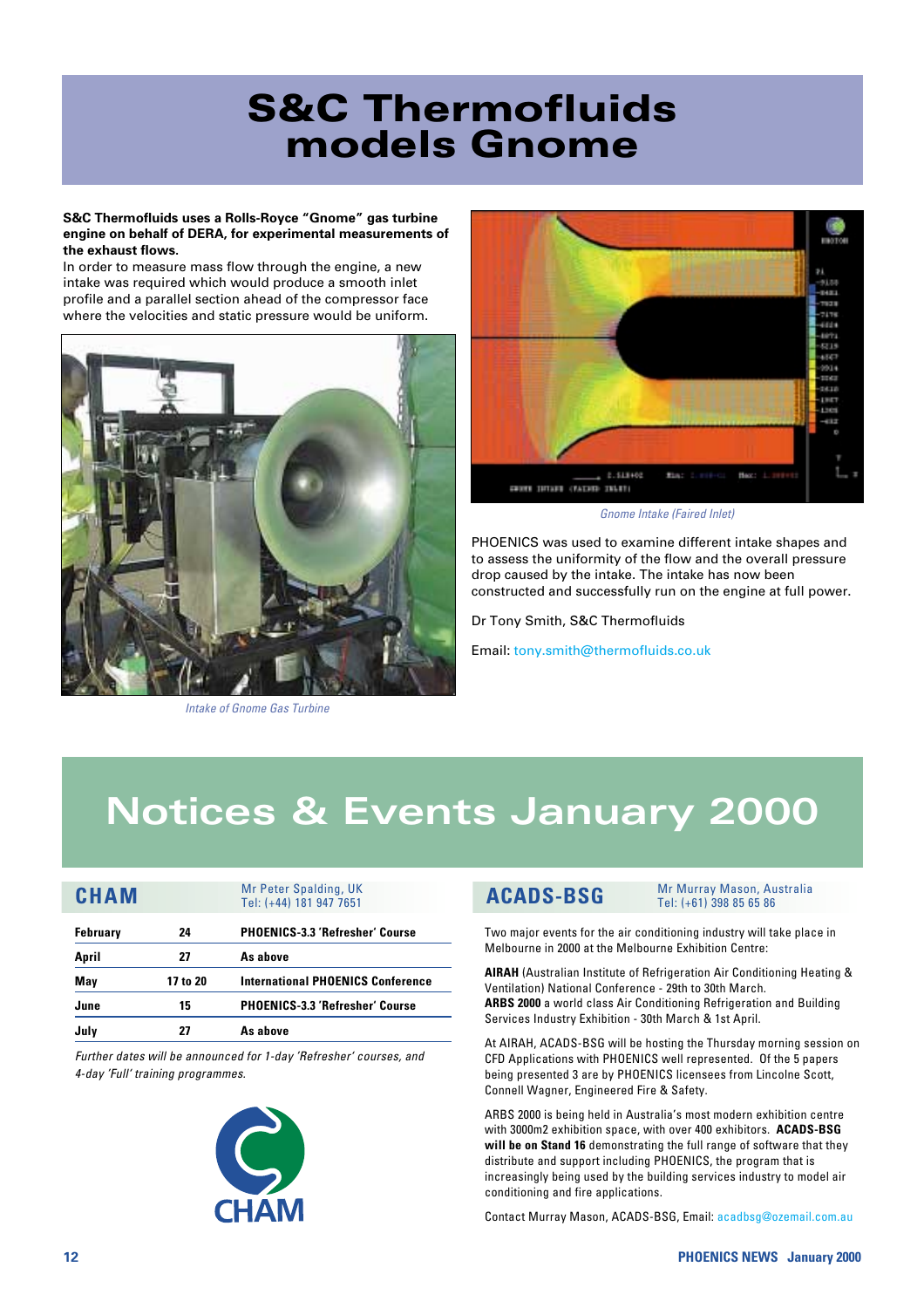# S&C Thermofluids models Gnome

**S&C Thermofluids uses a Rolls-Royce "Gnome" gas turbine engine on behalf of DERA, for experimental measurements of the exhaust flows.**

In order to measure mass flow through the engine, a new intake was required which would produce a smooth inlet profile and a parallel section ahead of the compressor face where the velocities and static pressure would be uniform.

*Intake of Gnome Gas Turbine*

*Gnome Intake (Faired Inlet)*

PHOENICS was used to examine different intake shapes and to assess the uniformity of the flow and the overall pressure drop caused by the intake. The intake has now been constructed and successfully run on the engine at full power.

Dr Tony Smith, S&C Thermofluids

Email: tony.smith@thermofluids.co.uk

# Notices & Events January 2000

## CHAM

Mr Peter Spalding, UK
Tel: (+44) 181 947 7651

| | | |
|---|---|---|
| **February** | **24** | **PHOENICS-3.3 'Refresher' Course** |
| **April** | **27** | **As above** |
| **May** | **17 to 20** | **International PHOENICS Conference** |
| **June** | **15** | **PHOENICS-3.3 'Refresher' Course** |
| **July** | **27** | **As above** |

*Further dates will be announced for 1-day 'Refresher' courses, and 4-day 'Full' training programmes.*

CHAM

## ACADS-BSG

Mr Murray Mason, Australia
Tel: (+61) 398 85 65 86

Two major events for the air conditioning industry will take place in Melbourne in 2000 at the Melbourne Exhibition Centre:

**AIRAH** (Australian Institute of Refrigeration Air Conditioning Heating & Ventilation) National Conference - 29th to 30th March.
**ARBS 2000** a world class Air Conditioning Refrigeration and Building Services Industry Exhibition - 30th March & 1st April.

At AIRAH, ACADS-BSG will be hosting the Thursday morning session on CFD Applications with PHOENICS well represented. Of the 5 papers being presented 3 are by PHOENICS licensees from Lincolne Scott, Connell Wagner, Engineered Fire & Safety.

ARBS 2000 is being held in Australia's most modern exhibition centre with 3000m2 exhibition space, with over 400 exhibitors. **ACADS-BSG will be on Stand 16** demonstrating the full range of software that they distribute and support including PHOENICS, the program that is increasingly being used by the building services industry to model air conditioning and fire applications.

Contact Murray Mason, ACADS-BSG, Email: acadbsg@ozemail.com.au